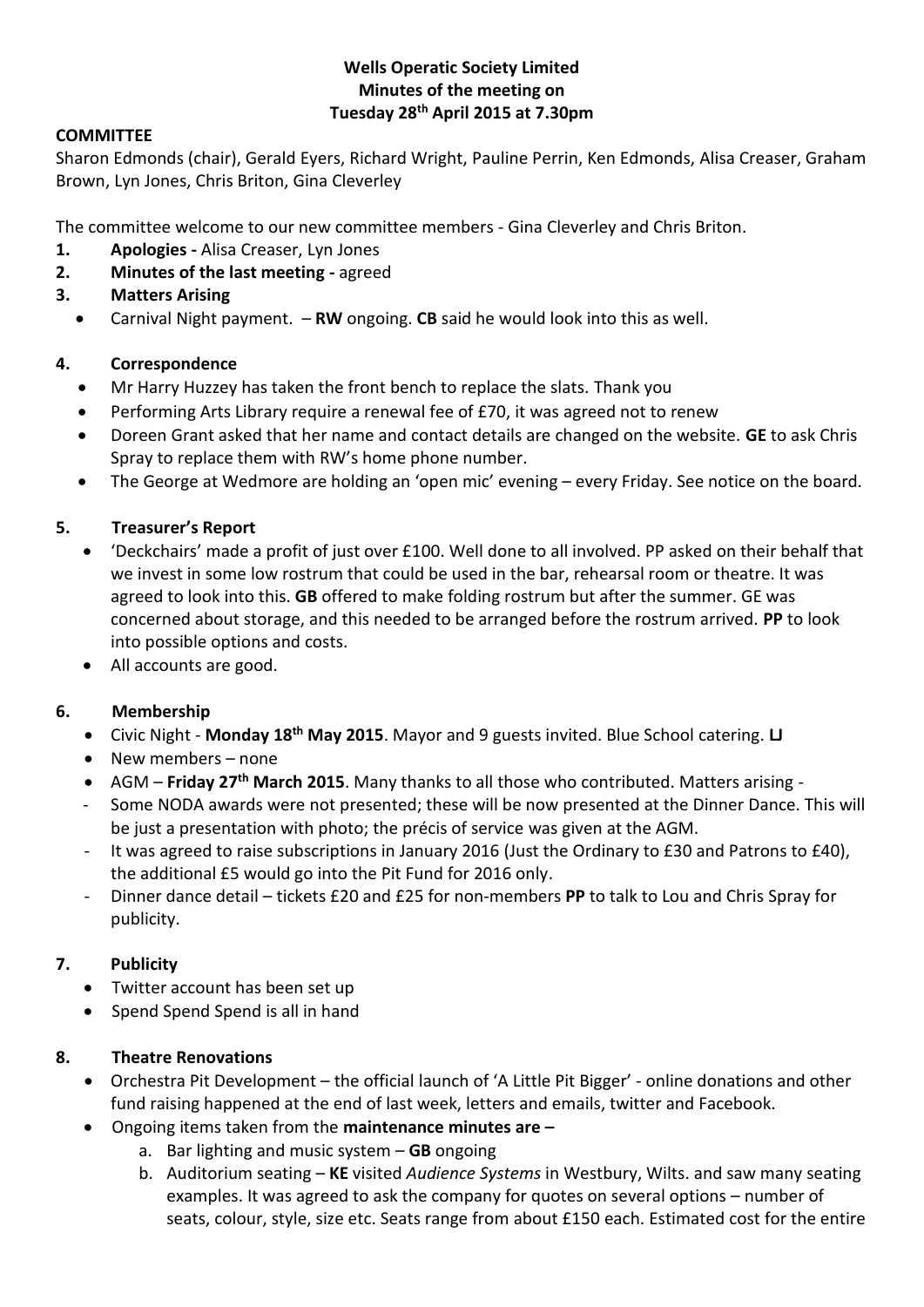**Wells Operatic Society Limited**
**Minutes of the meeting on**
**Tuesday 28th April 2015 at 7.30pm**

**COMMITTEE**

Sharon Edmonds (chair), Gerald Eyers, Richard Wright, Pauline Perrin, Ken Edmonds, Alisa Creaser, Graham Brown, Lyn Jones, Chris Briton, Gina Cleverley

The committee welcome to our new committee members - Gina Cleverley and Chris Briton.

1. **Apologies -** Alisa Creaser, Lyn Jones
2. **Minutes of the last meeting -** agreed
3. **Matters Arising**
   - Carnival Night payment. – **RW** ongoing. **CB** said he would look into this as well.

4. **Correspondence**
   - Mr Harry Huzzey has taken the front bench to replace the slats. Thank you
   - Performing Arts Library require a renewal fee of £70, it was agreed not to renew
   - Doreen Grant asked that her name and contact details are changed on the website. **GE** to ask Chris Spray to replace them with RW's home phone number.
   - The George at Wedmore are holding an 'open mic' evening – every Friday. See notice on the board.

5. **Treasurer's Report**
   - 'Deckchairs' made a profit of just over £100. Well done to all involved. PP asked on their behalf that we invest in some low rostrum that could be used in the bar, rehearsal room or theatre. It was agreed to look into this. **GB** offered to make folding rostrum but after the summer. GE was concerned about storage, and this needed to be arranged before the rostrum arrived. **PP** to look into possible options and costs.
   - All accounts are good.

6. **Membership**
   - Civic Night - **Monday 18th May 2015**. Mayor and 9 guests invited. Blue School catering. **LJ**
   - New members – none
   - AGM – **Friday 27th March 2015**. Many thanks to all those who contributed. Matters arising -
   - Some NODA awards were not presented; these will be now presented at the Dinner Dance. This will be just a presentation with photo; the précis of service was given at the AGM.
   - It was agreed to raise subscriptions in January 2016 (Just the Ordinary to £30 and Patrons to £40), the additional £5 would go into the Pit Fund for 2016 only.
   - Dinner dance detail – tickets £20 and £25 for non-members **PP** to talk to Lou and Chris Spray for publicity.

7. **Publicity**
   - Twitter account has been set up
   - Spend Spend Spend is all in hand

8. **Theatre Renovations**
   - Orchestra Pit Development – the official launch of 'A Little Pit Bigger' - online donations and other fund raising happened at the end of last week, letters and emails, twitter and Facebook.
   - Ongoing items taken from the **maintenance minutes are –**
     a. Bar lighting and music system – **GB** ongoing
     b. Auditorium seating – **KE** visited *Audience Systems* in Westbury, Wilts. and saw many seating examples. It was agreed to ask the company for quotes on several options – number of seats, colour, style, size etc. Seats range from about £150 each. Estimated cost for the entire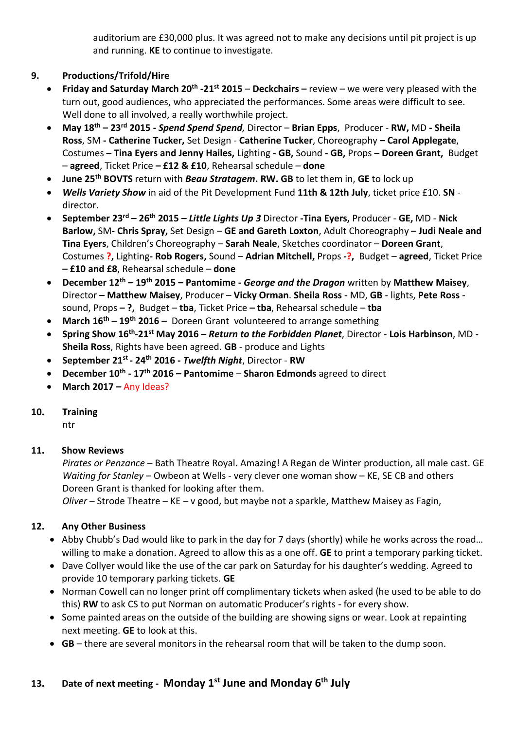auditorium are £30,000 plus. It was agreed not to make any decisions until pit project is up and running. **KE** to continue to investigate.

**9. Productions/Trifold/Hire**

- **Friday and Saturday March 20th -21st 2015** – **Deckchairs –** review – we were very pleased with the turn out, good audiences, who appreciated the performances. Some areas were difficult to see. Well done to all involved, a really worthwhile project.
- **May 18th – 23rd 2015 - *Spend Spend Spend,*** Director – **Brian Epps**, Producer - **RW,** MD **- Sheila Ross**, SM **- Catherine Tucker,** Set Design - **Catherine Tucker**, Choreography **– Carol Applegate**, Costumes **– Tina Eyers and Jenny Hailes,** Lighting **- GB,** Sound **- GB,** Props **– Doreen Grant,** Budget – **agreed**, Ticket Price **– £12 & £10**, Rehearsal schedule – **done**
- **June 25th BOVTS** return with ***Beau Stratagem*. RW. GB** to let them in, **GE** to lock up
- ***Wells Variety Show*** in aid of the Pit Development Fund **11th & 12th July**, ticket price £10. **SN** - director.
- **September 23rd – 26th 2015 – *Little Lights Up 3*** Director **-Tina Eyers,** Producer - **GE,** MD - **Nick Barlow,** SM**- Chris Spray,** Set Design – **GE and Gareth Loxton**, Adult Choreography **– Judi Neale and Tina Eyers**, Children's Choreography – **Sarah Neale**, Sketches coordinator – **Doreen Grant**, Costumes **?,** Lighting**- Rob Rogers,** Sound – **Adrian Mitchell,** Props **-?,** Budget – **agreed**, Ticket Price **– £10 and £8**, Rehearsal schedule – **done**
- **December 12th – 19th 2015 – Pantomime - *George and the Dragon*** written by **Matthew Maisey**, Director **– Matthew Maisey**, Producer – **Vicky Orman**. **Sheila Ross** - MD, **GB** - lights, **Pete Ross** - sound, Props **– ?,** Budget – **tba**, Ticket Price **– tba**, Rehearsal schedule – **tba**
- **March 16th – 19th 2016 –** Doreen Grant volunteered to arrange something
- **Spring Show 16th-21st May 2016 – *Return to the Forbidden Planet***, Director - **Lois Harbinson**, MD - **Sheila Ross**, Rights have been agreed. **GB** - produce and Lights
- **September 21st - 24th 2016 - *Twelfth Night***, Director - **RW**
- **December 10th - 17th 2016 – Pantomime** – **Sharon Edmonds** agreed to direct
- **March 2017 –** Any Ideas?

**10. Training**

ntr

**11. Show Reviews**

*Pirates or Penzance* – Bath Theatre Royal. Amazing! A Regan de Winter production, all male cast. GE
*Waiting for Stanley* – Owbeon at Wells - very clever one woman show – KE, SE CB and others
Doreen Grant is thanked for looking after them.
*Oliver* – Strode Theatre – KE – v good, but maybe not a sparkle, Matthew Maisey as Fagin,

**12. Any Other Business**

- Abby Chubb's Dad would like to park in the day for 7 days (shortly) while he works across the road… willing to make a donation. Agreed to allow this as a one off. **GE** to print a temporary parking ticket.
- Dave Collyer would like the use of the car park on Saturday for his daughter's wedding. Agreed to provide 10 temporary parking tickets. **GE**
- Norman Cowell can no longer print off complimentary tickets when asked (he used to be able to do this) **RW** to ask CS to put Norman on automatic Producer's rights - for every show.
- Some painted areas on the outside of the building are showing signs or wear. Look at repainting next meeting. **GE** to look at this.
- **GB** – there are several monitors in the rehearsal room that will be taken to the dump soon.

**13. Date of next meeting - Monday 1st June and Monday 6th July**